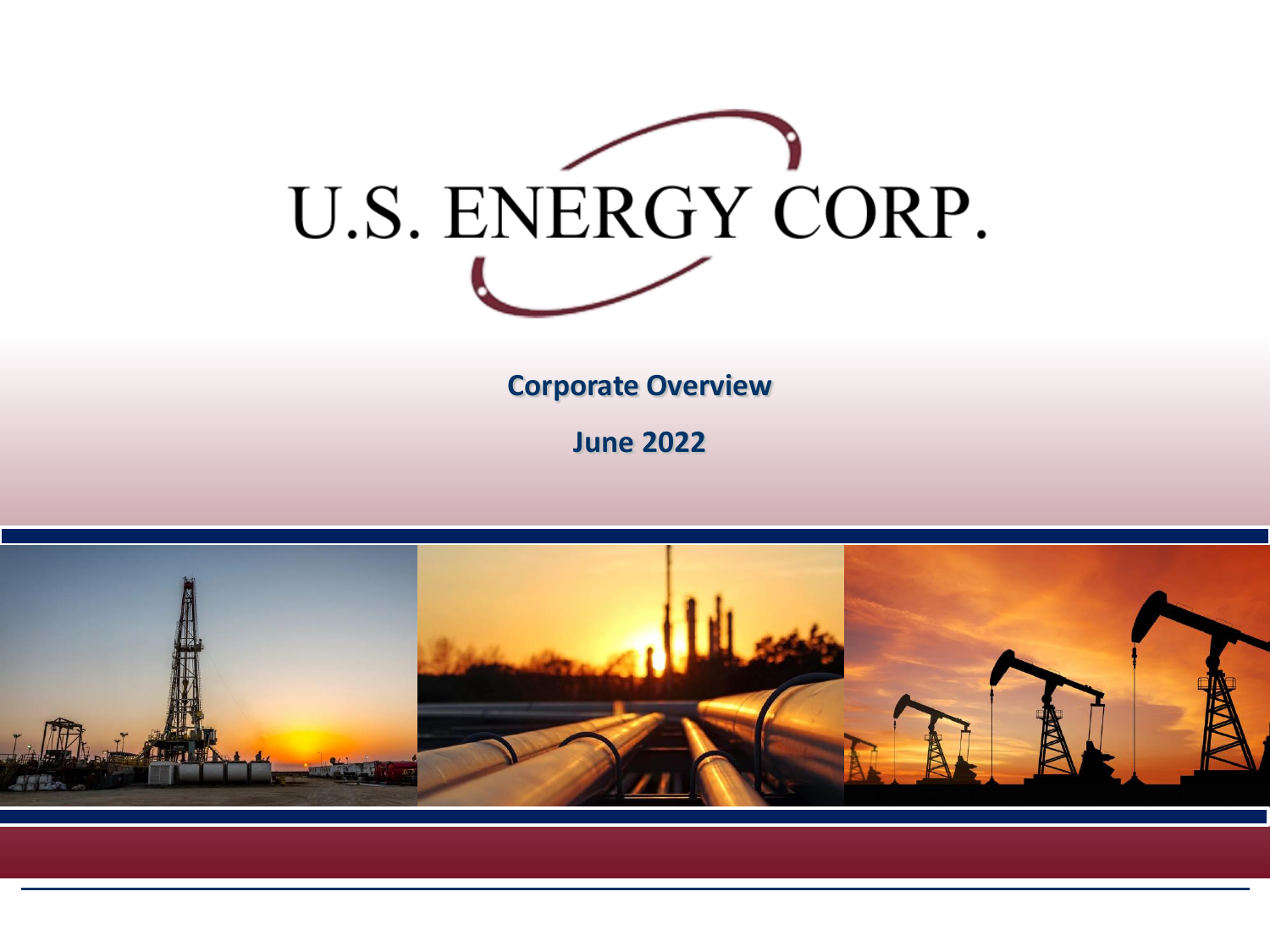# U.S. ENERGY CORP.

**Corporate Overview**

**June 2022**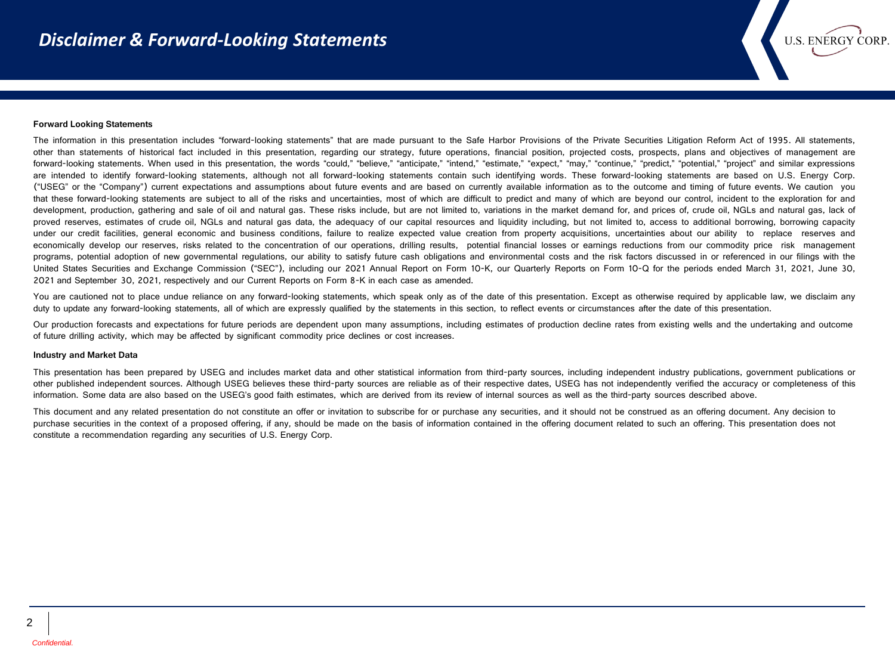# Disclaimer & Forward-Looking Statements

**Forward Looking Statements**

The information in this presentation includes "forward-looking statements" that are made pursuant to the Safe Harbor Provisions of the Private Securities Litigation Reform Act of 1995. All statements, other than statements of historical fact included in this presentation, regarding our strategy, future operations, financial position, projected costs, prospects, plans and objectives of management are forward-looking statements. When used in this presentation, the words "could," "believe," "anticipate," "intend," "estimate," "expect," "may," "continue," "predict," "potential," "project" and similar expressions are intended to identify forward-looking statements, although not all forward-looking statements contain such identifying words. These forward-looking statements are based on U.S. Energy Corp. ("USEG" or the "Company") current expectations and assumptions about future events and are based on currently available information as to the outcome and timing of future events. We caution you that these forward-looking statements are subject to all of the risks and uncertainties, most of which are difficult to predict and many of which are beyond our control, incident to the exploration for and development, production, gathering and sale of oil and natural gas. These risks include, but are not limited to, variations in the market demand for, and prices of, crude oil, NGLs and natural gas, lack of proved reserves, estimates of crude oil, NGLs and natural gas data, the adequacy of our capital resources and liquidity including, but not limited to, access to additional borrowing, borrowing capacity under our credit facilities, general economic and business conditions, failure to realize expected value creation from property acquisitions, uncertainties about our ability to replace reserves and economically develop our reserves, risks related to the concentration of our operations, drilling results, potential financial losses or earnings reductions from our commodity price risk management programs, potential adoption of new governmental regulations, our ability to satisfy future cash obligations and environmental costs and the risk factors discussed in or referenced in our filings with the United States Securities and Exchange Commission ("SEC"), including our 2021 Annual Report on Form 10-K, our Quarterly Reports on Form 10-Q for the periods ended March 31, 2021, June 30, 2021 and September 30, 2021, respectively and our Current Reports on Form 8-K in each case as amended.

You are cautioned not to place undue reliance on any forward-looking statements, which speak only as of the date of this presentation. Except as otherwise required by applicable law, we disclaim any duty to update any forward-looking statements, all of which are expressly qualified by the statements in this section, to reflect events or circumstances after the date of this presentation.

Our production forecasts and expectations for future periods are dependent upon many assumptions, including estimates of production decline rates from existing wells and the undertaking and outcome of future drilling activity, which may be affected by significant commodity price declines or cost increases.

**Industry and Market Data**

This presentation has been prepared by USEG and includes market data and other statistical information from third-party sources, including independent industry publications, government publications or other published independent sources. Although USEG believes these third-party sources are reliable as of their respective dates, USEG has not independently verified the accuracy or completeness of this information. Some data are also based on the USEG's good faith estimates, which are derived from its review of internal sources as well as the third-party sources described above.

This document and any related presentation do not constitute an offer or invitation to subscribe for or purchase any securities, and it should not be construed as an offering document. Any decision to purchase securities in the context of a proposed offering, if any, should be made on the basis of information contained in the offering document related to such an offering. This presentation does not constitute a recommendation regarding any securities of U.S. Energy Corp.

*Confidential.*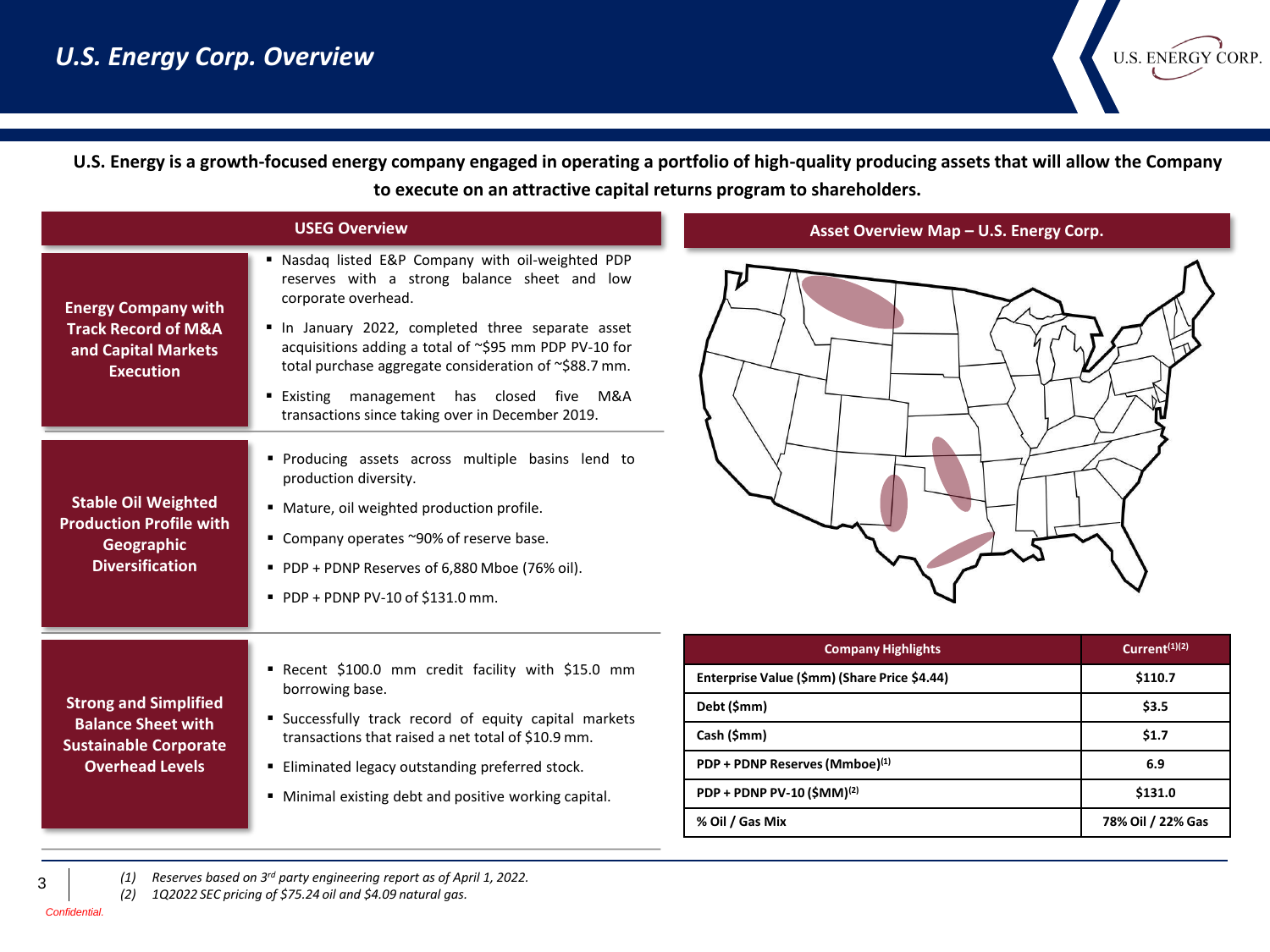# U.S. Energy Corp. Overview

**U.S. Energy is a growth-focused energy company engaged in operating a portfolio of high-quality producing assets that will allow the Company to execute on an attractive capital returns program to shareholders.**

## USEG Overview

### Energy Company with Track Record of M&A and Capital Markets Execution

- Nasdaq listed E&P Company with oil-weighted PDP reserves with a strong balance sheet and low corporate overhead.
- In January 2022, completed three separate asset acquisitions adding a total of ~$95 mm PDP PV-10 for total purchase aggregate consideration of ~$88.7 mm.
- Existing management has closed five M&A transactions since taking over in December 2019.

### Stable Oil Weighted Production Profile with Geographic Diversification

- Producing assets across multiple basins lend to production diversity.
- Mature, oil weighted production profile.
- Company operates ~90% of reserve base.
- PDP + PDNP Reserves of 6,880 Mboe (76% oil).
- PDP + PDNP PV-10 of $131.0 mm.

### Strong and Simplified Balance Sheet with Sustainable Corporate Overhead Levels

- Recent $100.0 mm credit facility with $15.0 mm borrowing base.
- Successfully track record of equity capital markets transactions that raised a net total of $10.9 mm.
- Eliminated legacy outstanding preferred stock.
- Minimal existing debt and positive working capital.

## Asset Overview Map – U.S. Energy Corp.

| Company Highlights | Current[(1)(2)] |
| --- | --- |
| Enterprise Value ($mm) (Share Price $4.44) | $110.7 |
| Debt ($mm) | $3.5 |
| Cash ($mm) | $1.7 |
| PDP + PDNP Reserves (Mmboe)[(1)] | 6.9 |
| PDP + PDNP PV-10 ($MM)[(2)] | $131.0 |
| % Oil / Gas Mix | 78% Oil / 22% Gas |

*(1) Reserves based on 3rd party engineering report as of April 1, 2022.*
*(2) 1Q2022 SEC pricing of $75.24 oil and $4.09 natural gas.*

*Confidential.*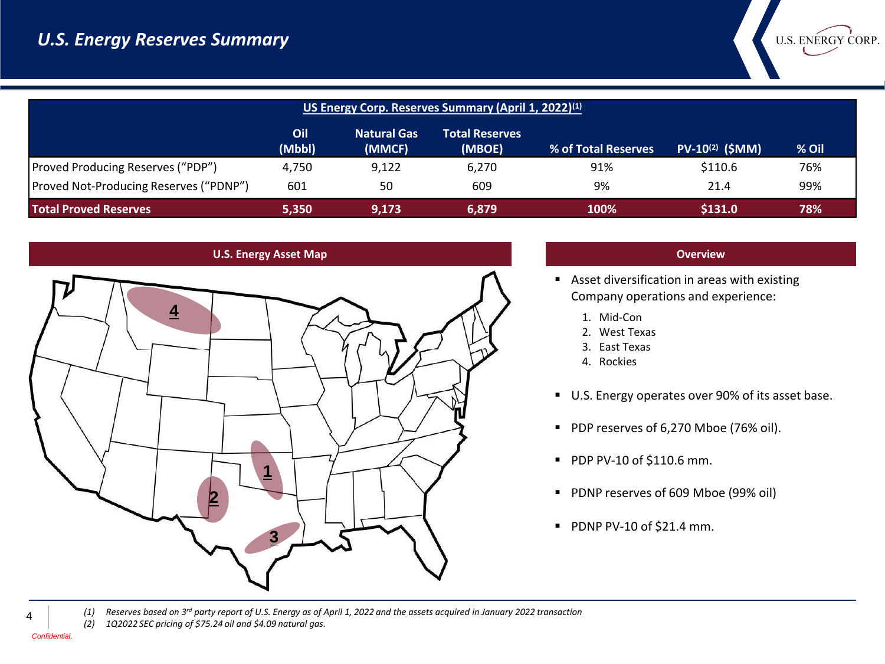# U.S. Energy Reserves Summary

| US Energy Corp. Reserves Summary (April 1, 2022)[1] | Oil (Mbbl) | Natural Gas (MMCF) | Total Reserves (MBOE) | % of Total Reserves | PV-10[2] ($MM) | % Oil |
|---|---|---|---|---|---|---|
| Proved Producing Reserves ("PDP") | 4,750 | 9,122 | 6,270 | 91% | $110.6 | 76% |
| Proved Not-Producing Reserves ("PDNP") | 601 | 50 | 609 | 9% | 21.4 | 99% |
| **Total Proved Reserves** | **5,350** | **9,173** | **6,879** | **100%** | **$131.0** | **78%** |

## U.S. Energy Asset Map

4

1

2

3

## Overview

- Asset diversification in areas with existing Company operations and experience:
  1. Mid-Con
  2. West Texas
  3. East Texas
  4. Rockies
- U.S. Energy operates over 90% of its asset base.
- PDP reserves of 6,270 Mboe (76% oil).
- PDP PV-10 of $110.6 mm.
- PDNP reserves of 609 Mboe (99% oil)
- PDNP PV-10 of $21.4 mm.

*(1) Reserves based on 3rd party report of U.S. Energy as of April 1, 2022 and the assets acquired in January 2022 transaction*

*(2) 1Q2022 SEC pricing of $75.24 oil and $4.09 natural gas.*

*Confidential.*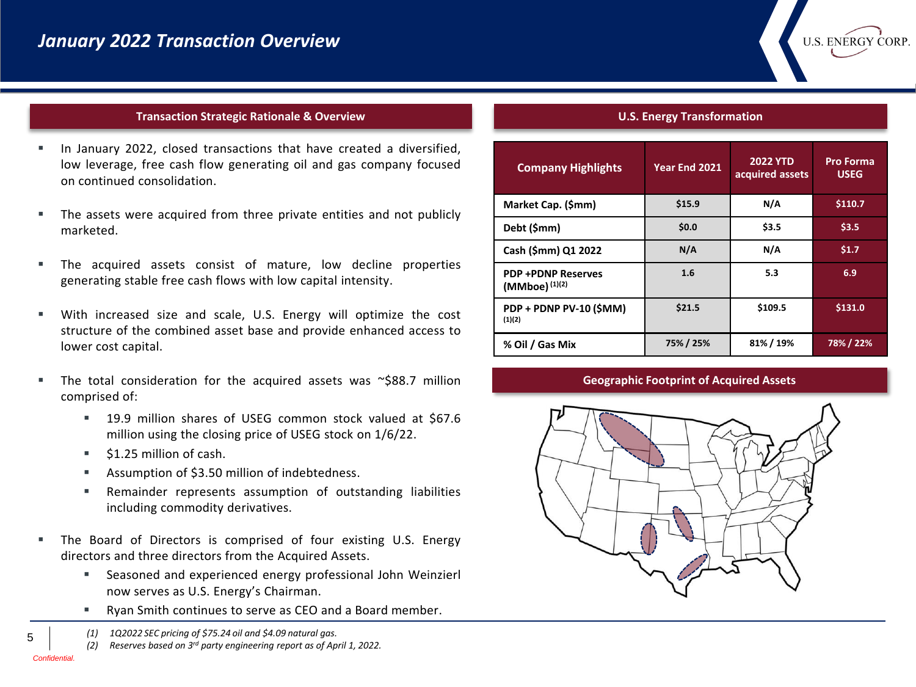# January 2022 Transaction Overview

## Transaction Strategic Rationale & Overview

- In January 2022, closed transactions that have created a diversified, low leverage, free cash flow generating oil and gas company focused on continued consolidation.
- The assets were acquired from three private entities and not publicly marketed.
- The acquired assets consist of mature, low decline properties generating stable free cash flows with low capital intensity.
- With increased size and scale, U.S. Energy will optimize the cost structure of the combined asset base and provide enhanced access to lower cost capital.
- The total consideration for the acquired assets was ~$88.7 million comprised of:
  - 19.9 million shares of USEG common stock valued at $67.6 million using the closing price of USEG stock on 1/6/22.
  - $1.25 million of cash.
  - Assumption of $3.50 million of indebtedness.
  - Remainder represents assumption of outstanding liabilities including commodity derivatives.
- The Board of Directors is comprised of four existing U.S. Energy directors and three directors from the Acquired Assets.
  - Seasoned and experienced energy professional John Weinzierl now serves as U.S. Energy's Chairman.
  - Ryan Smith continues to serve as CEO and a Board member.

## U.S. Energy Transformation

| Company Highlights | Year End 2021 | 2022 YTD acquired assets | Pro Forma USEG |
|---|---|---|---|
| Market Cap. ($mm) | $15.9 | N/A | $110.7 |
| Debt ($mm) | $0.0 | $3.5 | $3.5 |
| Cash ($mm) Q1 2022 | N/A | N/A | $1.7 |
| PDP +PDNP Reserves (MMboe) (1)(2) | 1.6 | 5.3 | 6.9 |
| PDP + PDNP PV-10 ($MM) (1)(2) | $21.5 | $109.5 | $131.0 |
| % Oil / Gas Mix | 75% / 25% | 81% / 19% | 78% / 22% |

## Geographic Footprint of Acquired Assets

(1) 1Q2022 SEC pricing of $75.24 oil and $4.09 natural gas.
(2) Reserves based on 3rd party engineering report as of April 1, 2022.

Confidential.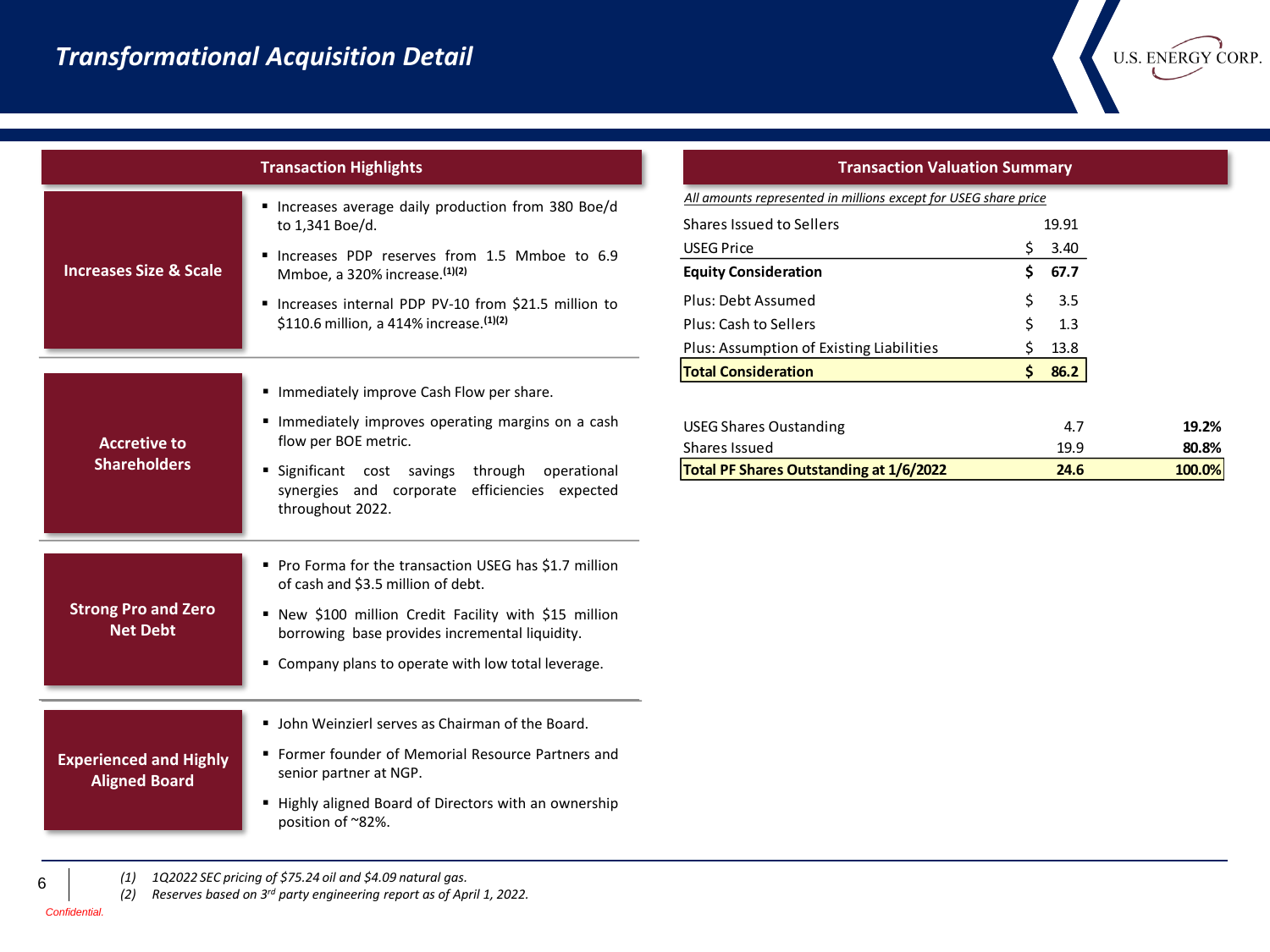# Transformational Acquisition Detail

## Transaction Highlights

### Increases Size & Scale

- Increases average daily production from 380 Boe/d to 1,341 Boe/d.
- Increases PDP reserves from 1.5 Mmboe to 6.9 Mmboe, a 320% increase.(1)(2)
- Increases internal PDP PV-10 from $21.5 million to $110.6 million, a 414% increase.(1)(2)

### Accretive to Shareholders

- Immediately improve Cash Flow per share.
- Immediately improves operating margins on a cash flow per BOE metric.
- Significant cost savings through operational synergies and corporate efficiencies expected throughout 2022.

### Strong Pro and Zero Net Debt

- Pro Forma for the transaction USEG has $1.7 million of cash and $3.5 million of debt.
- New $100 million Credit Facility with $15 million borrowing base provides incremental liquidity.
- Company plans to operate with low total leverage.

### Experienced and Highly Aligned Board

- John Weinzierl serves as Chairman of the Board.
- Former founder of Memorial Resource Partners and senior partner at NGP.
- Highly aligned Board of Directors with an ownership position of ~82%.

## Transaction Valuation Summary

*All amounts represented in millions except for USEG share price*

| | | |
|---|---|---|
| Shares Issued to Sellers | | 19.91 |
| USEG Price | $ | 3.40 |
| **Equity Consideration** | **$** | **67.7** |
| Plus: Debt Assumed | $ | 3.5 |
| Plus: Cash to Sellers | $ | 1.3 |
| Plus: Assumption of Existing Liabilities | $ | 13.8 |
| **Total Consideration** | **$** | **86.2** |

| | | |
|---|---|---|
| USEG Shares Oustanding | 4.7 | **19.2%** |
| Shares Issued | 19.9 | **80.8%** |
| **Total PF Shares Outstanding at 1/6/2022** | **24.6** | **100.0%** |

(1) *1Q2022 SEC pricing of $75.24 oil and $4.09 natural gas.*
(2) *Reserves based on 3rd party engineering report as of April 1, 2022.*

Confidential.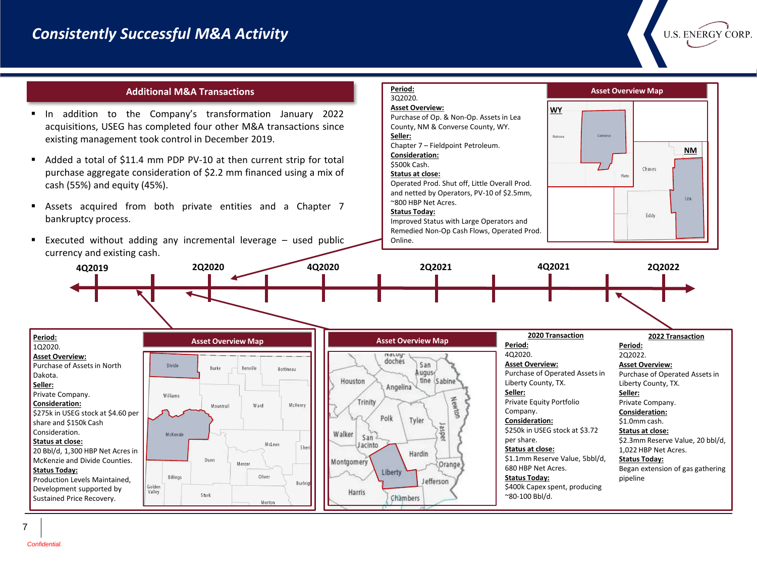# Consistently Successful M&A Activity

## Additional M&A Transactions

- In addition to the Company's transformation January 2022 acquisitions, USEG has completed four other M&A transactions since existing management took control in December 2019.
- Added a total of $11.4 mm PDP PV-10 at then current strip for total purchase aggregate consideration of $2.2 mm financed using a mix of cash (55%) and equity (45%).
- Assets acquired from both private entities and a Chapter 7 bankruptcy process.
- Executed without adding any incremental leverage – used public currency and existing cash.

**Timeline:** 4Q2019 | 2Q2020 | 4Q2020 | 2Q2021 | 4Q2021 | 2Q2022

---

**Period:**
3Q2020.

**Asset Overview:**
Purchase of Op. & Non-Op. Assets in Lea County, NM & Converse County, WY.

**Seller:**
Chapter 7 – Fieldpoint Petroleum.

**Consideration:**
$500k Cash.

**Status at close:**
Operated Prod. Shut off, Little Overall Prod. and netted by Operators, PV-10 of $2.5mm, ~800 HBP Net Acres.

**Status Today:**
Improved Status with Large Operators and Remedied Non-Op Cash Flows, Operated Prod. Online.

### Asset Overview Map

WY: Natrona, Converse, Platte
NM: Chaves, Lea, Eddy

---

**Period:**
1Q2020.

**Asset Overview:**
Purchase of Assets in North Dakota.

**Seller:**
Private Company.

**Consideration:**
$275k in USEG stock at $4.60 per share and $150k Cash Consideration.

**Status at close:**
20 Bbl/d, 1,300 HBP Net Acres in McKenzie and Divide Counties.

**Status Today:**
Production Levels Maintained, Development supported by Sustained Price Recovery.

### Asset Overview Map

Divide, Burke, Renville, Bottineau, Williams, Mountrail, Ward, McHenry, McKenzie, McLean, Sheri, Dunn, Mercer, Oliver, Burleig, Billings, Golden Valley, Stark, Morton

---

### Asset Overview Map

Nacogdoches, San Augustine, Sabine, Houston, Angelina, Trinity, Newton, Polk, Tyler, Jasper, Walker, San Jacinto, Hardin, Montgomery, Orange, Liberty, Jefferson, Harris, Chambers

**2020 Transaction**

**Period:**
4Q2020.

**Asset Overview:**
Purchase of Operated Assets in Liberty County, TX.

**Seller:**
Private Equity Portfolio Company.

**Consideration:**
$250k in USEG stock at $3.72 per share.

**Status at close:**
$1.1mm Reserve Value, 5bbl/d, 680 HBP Net Acres.

**Status Today:**
$400k Capex spent, producing ~80-100 Bbl/d.

**2022 Transaction**

**Period:**
2Q2022.

**Asset Overview:**
Purchase of Operated Assets in Liberty County, TX.

**Seller:**
Private Company.

**Consideration:**
$1.0mm cash.

**Status at close:**
$2.3mm Reserve Value, 20 bbl/d, 1,022 HBP Net Acres.

**Status Today:**
Began extension of gas gathering pipeline

*Confidential.*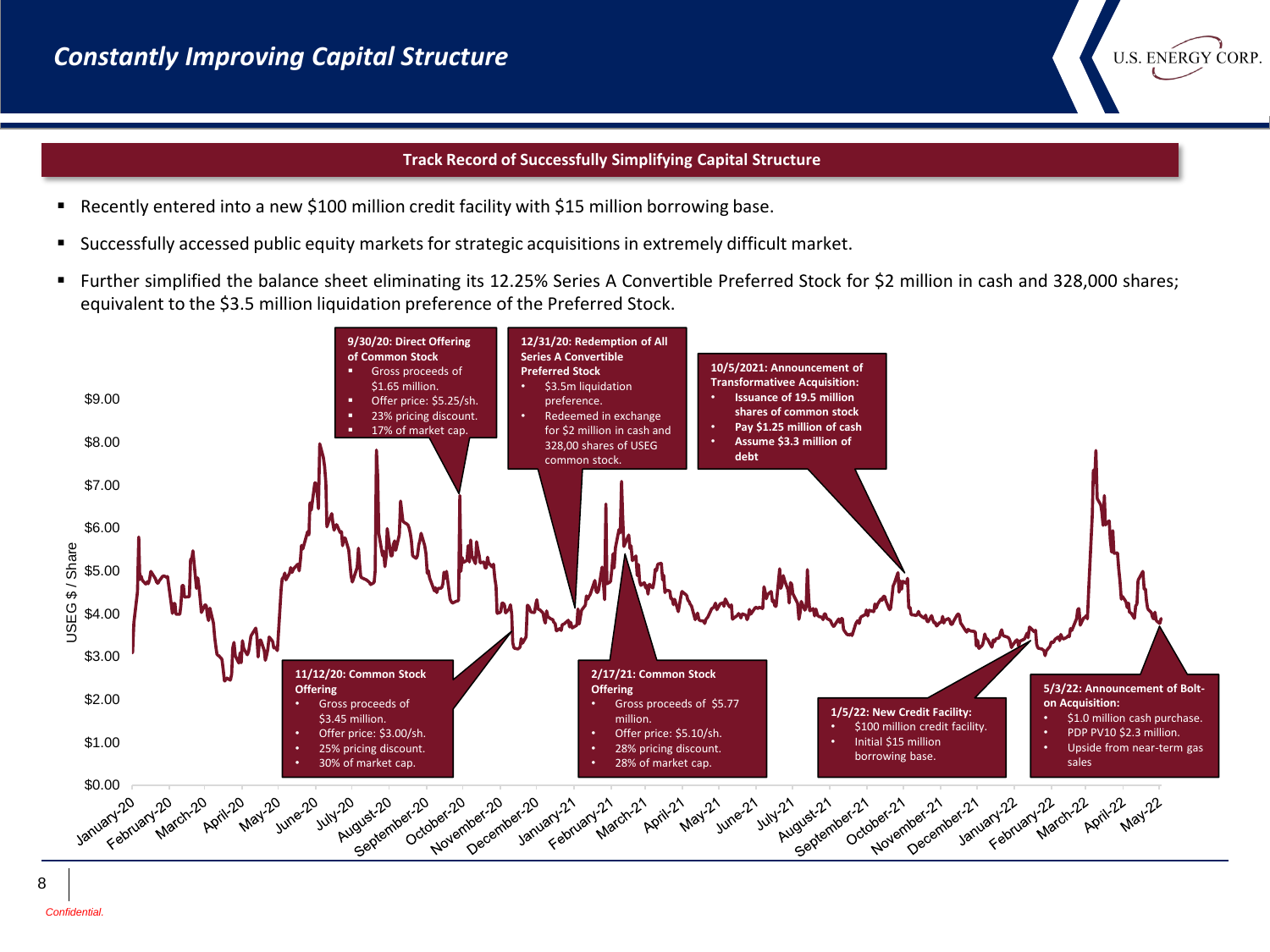# Constantly Improving Capital Structure

## Track Record of Successfully Simplifying Capital Structure

- Recently entered into a new $100 million credit facility with $15 million borrowing base.
- Successfully accessed public equity markets for strategic acquisitions in extremely difficult market.
- Further simplified the balance sheet eliminating its 12.25% Series A Convertible Preferred Stock for $2 million in cash and 328,000 shares; equivalent to the $3.5 million liquidation preference of the Preferred Stock.

**9/30/20: Direct Offering of Common Stock**
- Gross proceeds of $1.65 million.
- Offer price: $5.25/sh.
- 23% pricing discount.
- 17% of market cap.

**12/31/20: Redemption of All Series A Convertible Preferred Stock**
- $3.5m liquidation preference.
- Redeemed in exchange for $2 million in cash and 328,00 shares of USEG common stock.

**10/5/2021: Announcement of Transformativee Acquisition:**
- **Issuance of 19.5 million shares of common stock**
- **Pay $1.25 million of cash**
- **Assume $3.3 million of debt**

**11/12/20: Common Stock Offering**
- Gross proceeds of $3.45 million.
- Offer price: $3.00/sh.
- 25% pricing discount.
- 30% of market cap.

**2/17/21: Common Stock Offering**
- Gross proceeds of $5.77 million.
- Offer price: $5.10/sh.
- 28% pricing discount.
- 28% of market cap.

**1/5/22: New Credit Facility:**
- $100 million credit facility.
- Initial $15 million borrowing base.

**5/3/22: Announcement of Bolt-on Acquisition:**
- $1.0 million cash purchase.
- PDP PV10 $2.3 million.
- Upside from near-term gas sales

*Confidential.*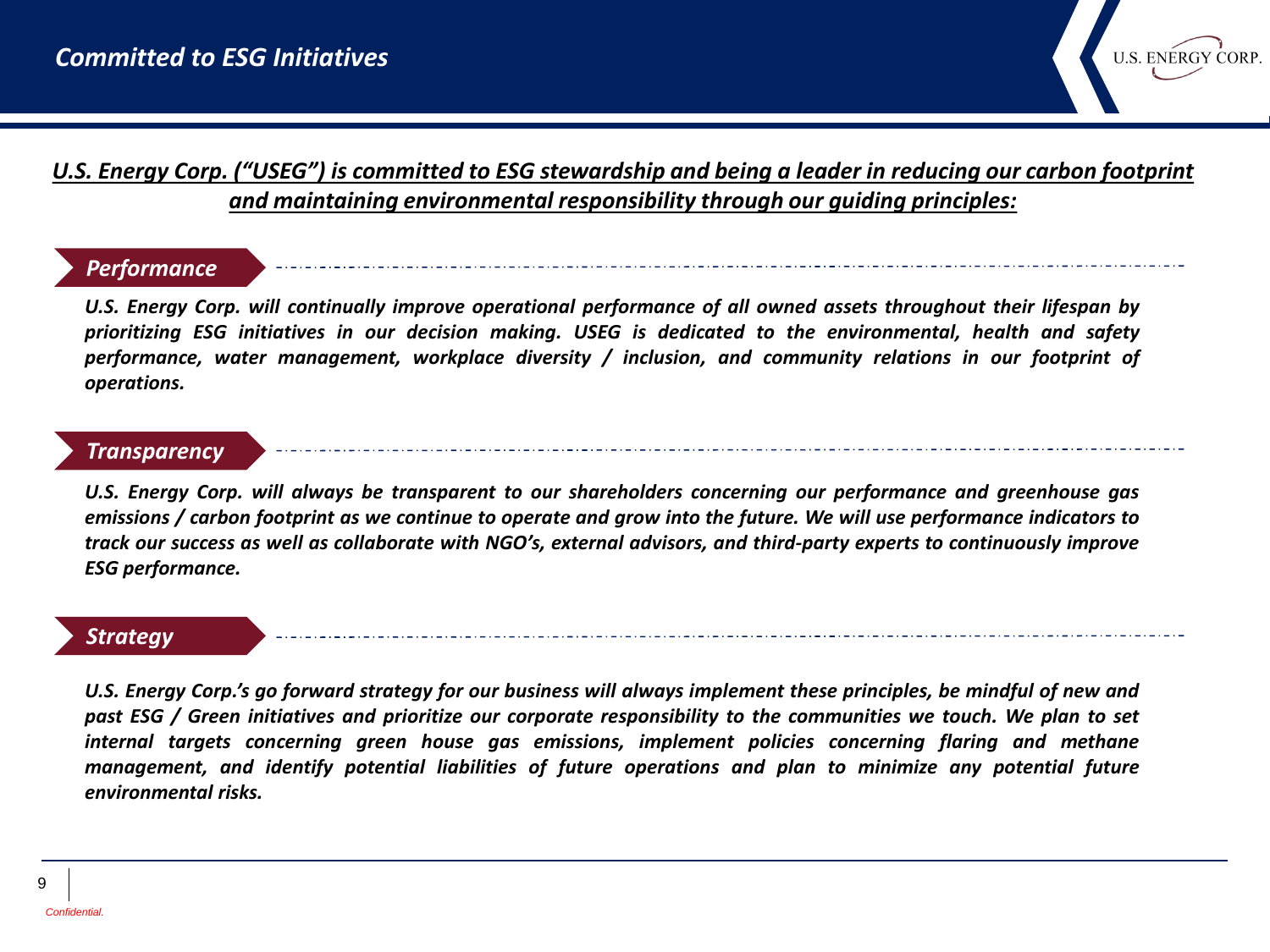# *Committed to ESG Initiatives*

***U.S. Energy Corp. ("USEG") is committed to ESG stewardship and being a leader in reducing our carbon footprint and maintaining environmental responsibility through our guiding principles:***

## *Performance*

***U.S. Energy Corp. will continually improve operational performance of all owned assets throughout their lifespan by prioritizing ESG initiatives in our decision making. USEG is dedicated to the environmental, health and safety performance, water management, workplace diversity / inclusion, and community relations in our footprint of operations.***

## *Transparency*

***U.S. Energy Corp. will always be transparent to our shareholders concerning our performance and greenhouse gas emissions / carbon footprint as we continue to operate and grow into the future. We will use performance indicators to track our success as well as collaborate with NGO's, external advisors, and third-party experts to continuously improve ESG performance.***

## *Strategy*

***U.S. Energy Corp.'s go forward strategy for our business will always implement these principles, be mindful of new and past ESG / Green initiatives and prioritize our corporate responsibility to the communities we touch. We plan to set internal targets concerning green house gas emissions, implement policies concerning flaring and methane management, and identify potential liabilities of future operations and plan to minimize any potential future environmental risks.***

*Confidential.*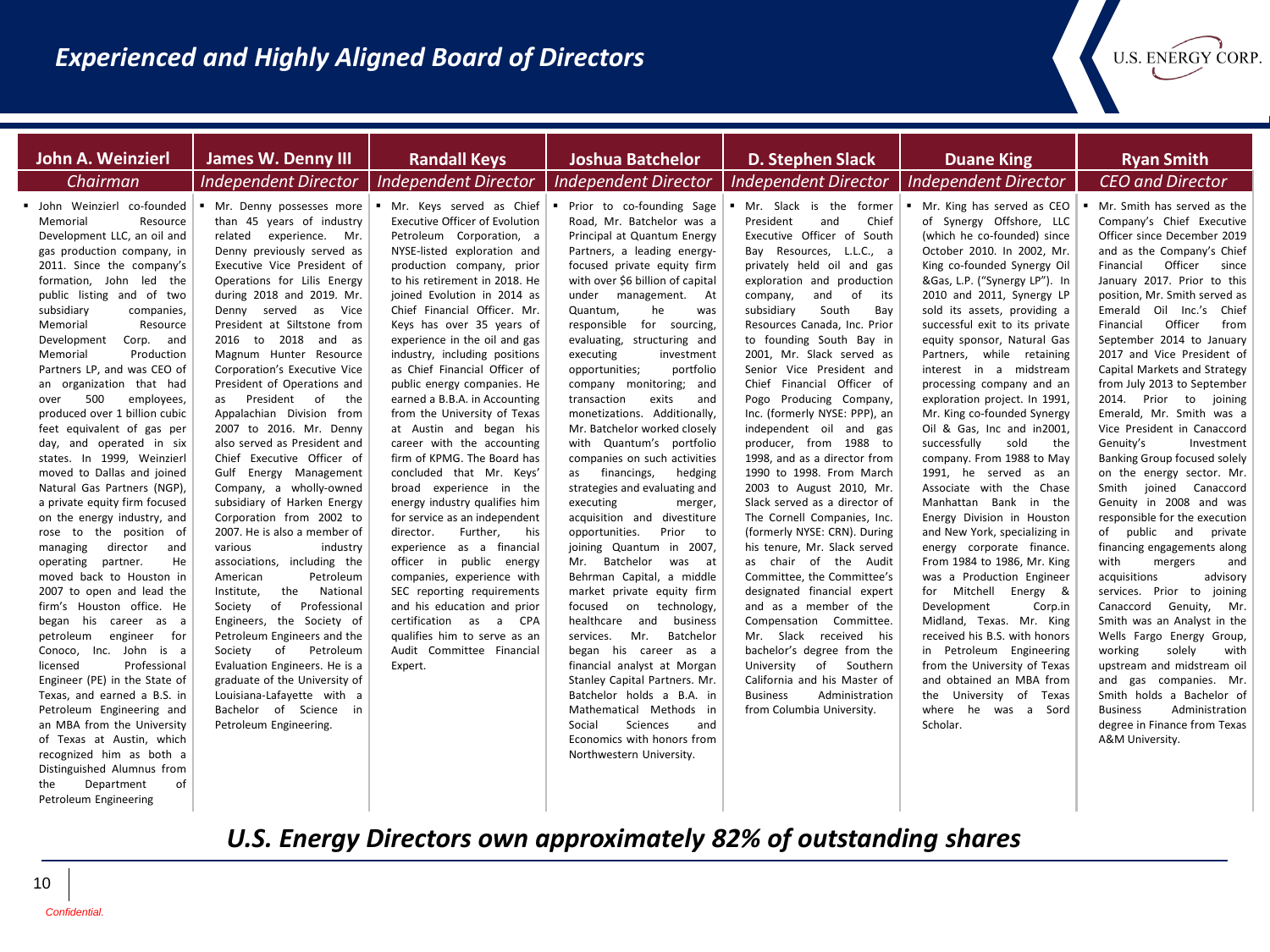# Experienced and Highly Aligned Board of Directors

U.S. ENERGY CORP.

## John A. Weinzierl
*Chairman*

- John Weinzierl co-founded Memorial Resource Development LLC, an oil and gas production company, in 2011. Since the company's formation, John led the public listing and of two subsidiary companies, Memorial Resource Development Corp. and Memorial Production Partners LP, and was CEO of an organization that had over 500 employees, produced over 1 billion cubic feet equivalent of gas per day, and operated in six states. In 1999, Weinzierl moved to Dallas and joined Natural Gas Partners (NGP), a private equity firm focused on the energy industry, and rose to the position of managing director and operating partner. He moved back to Houston in 2007 to open and lead the firm's Houston office. He began his career as a petroleum engineer for Conoco, Inc. John is a licensed Professional Engineer (PE) in the State of Texas, and earned a B.S. in Petroleum Engineering and an MBA from the University of Texas at Austin, which recognized him as both a Distinguished Alumnus from the Department of Petroleum Engineering

## James W. Denny III
*Independent Director*

- Mr. Denny possesses more than 45 years of industry related experience. Mr. Denny previously served as Executive Vice President of Operations for Lilis Energy during 2018 and 2019. Mr. Denny served as Vice President at Siltstone from 2016 to 2018 and as Magnum Hunter Resource Corporation's Executive Vice President of Operations and as President of the Appalachian Division from 2007 to 2016. Mr. Denny also served as President and Chief Executive Officer of Gulf Energy Management Company, a wholly-owned subsidiary of Harken Energy Corporation from 2002 to 2007. He is also a member of various industry associations, including the American Petroleum Institute, the National Society of Professional Engineers, the Society of Petroleum Engineers and the Society of Petroleum Evaluation Engineers. He is a graduate of the University of Louisiana-Lafayette with a Bachelor of Science in Petroleum Engineering.

## Randall Keys
*Independent Director*

- Mr. Keys served as Chief Executive Officer of Evolution Petroleum Corporation, a NYSE-listed exploration and production company, prior to his retirement in 2018. He joined Evolution in 2014 as Chief Financial Officer. Mr. Keys has over 35 years of experience in the oil and gas industry, including positions as Chief Financial Officer of public energy companies. He earned a B.B.A. in Accounting from the University of Texas at Austin and began his career with the accounting firm of KPMG. The Board has concluded that Mr. Keys' broad experience in the energy industry qualifies him for service as an independent director. Further, his experience as a financial officer in public energy companies, experience with SEC reporting requirements and his education and prior certification as a CPA qualifies him to serve as an Audit Committee Financial Expert.

## Joshua Batchelor
*Independent Director*

- Prior to co-founding Sage Road, Mr. Batchelor was a Principal at Quantum Energy Partners, a leading energy-focused private equity firm with over $6 billion of capital under management. At Quantum, he was responsible for sourcing, evaluating, structuring and executing investment opportunities; portfolio company monitoring; and transaction exits and monetizations. Additionally, Mr. Batchelor worked closely with Quantum's portfolio companies on such activities as financings, hedging strategies and evaluating and executing merger, acquisition and divestiture opportunities. Prior to joining Quantum in 2007, Mr. Batchelor was at Behrman Capital, a middle market private equity firm focused on technology, healthcare and business services. Mr. Batchelor began his career as a financial analyst at Morgan Stanley Capital Partners. Mr. Batchelor holds a B.A. in Mathematical Methods in Social Sciences and Economics with honors from Northwestern University.

## D. Stephen Slack
*Independent Director*

- Mr. Slack is the former President and Chief Executive Officer of South Bay Resources, L.L.C., a privately held oil and gas exploration and production company, and of its subsidiary South Bay Resources Canada, Inc. Prior to founding South Bay in 2001, Mr. Slack served as Senior Vice President and Chief Financial Officer of Pogo Producing Company, Inc. (formerly NYSE: PPP), an independent oil and gas producer, from 1988 to 1998, and as a director from 1990 to 1998. From March 2003 to August 2010, Mr. Slack served as a director of The Cornell Companies, Inc. (formerly NYSE: CRN). During his tenure, Mr. Slack served as chair of the Audit Committee, the Committee's designated financial expert and as a member of the Compensation Committee. Mr. Slack received his bachelor's degree from the University of Southern California and his Master of Business Administration from Columbia University.

## Duane King
*Independent Director*

- Mr. King has served as CEO of Synergy Offshore, LLC (which he co-founded) since October 2010. In 2002, Mr. King co-founded Synergy Oil &Gas, L.P. ("Synergy LP"). In 2010 and 2011, Synergy LP sold its assets, providing a successful exit to its private equity sponsor, Natural Gas Partners, while retaining interest in a midstream processing company and an exploration project. In 1991, Mr. King co-founded Synergy Oil & Gas, Inc and in2001, successfully sold the company. From 1988 to May 1991, he served as an Associate with the Chase Manhattan Bank in the Energy Division in Houston and New York, specializing in energy corporate finance. From 1984 to 1986, Mr. King was a Production Engineer for Mitchell Energy & Development Corp.in Midland, Texas. Mr. King received his B.S. with honors in Petroleum Engineering from the University of Texas and obtained an MBA from the University of Texas where he was a Sord Scholar.

## Ryan Smith
*CEO and Director*

- Mr. Smith has served as the Company's Chief Executive Officer since December 2019 and as the Company's Chief Financial Officer since January 2017. Prior to this position, Mr. Smith served as Emerald Oil Inc.'s Chief Financial Officer from September 2014 to January 2017 and Vice President of Capital Markets and Strategy from July 2013 to September 2014. Prior to joining Emerald, Mr. Smith was a Vice President in Canaccord Genuity's Investment Banking Group focused solely on the energy sector. Mr. Smith joined Canaccord Genuity in 2008 and was responsible for the execution of public and private financing engagements along with mergers and acquisitions advisory services. Prior to joining Canaccord Genuity, Mr. Smith was an Analyst in the Wells Fargo Energy Group, working solely with upstream and midstream oil and gas companies. Mr. Smith holds a Bachelor of Business Administration degree in Finance from Texas A&M University.

***U.S. Energy Directors own approximately 82% of outstanding shares***

*Confidential.*